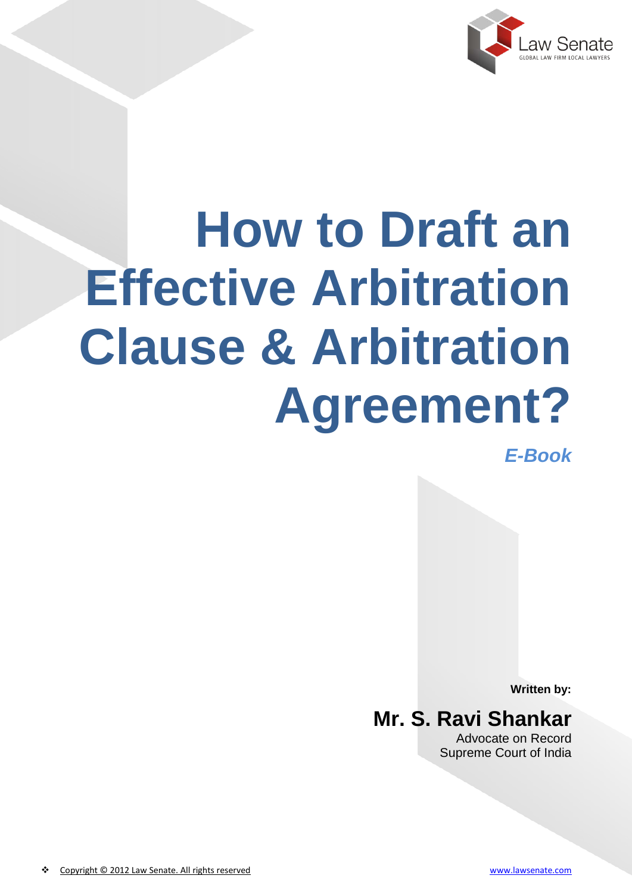Law Senate
GLOBAL LAW FIRM LOCAL LAWYERS

# How to Draft an Effective Arbitration Clause & Arbitration Agreement?

***E-Book***

**Written by:**

## Mr. S. Ravi Shankar

Advocate on Record
Supreme Court of India

❖ Copyright © 2012 Law Senate. All rights reserved

www.lawsenate.com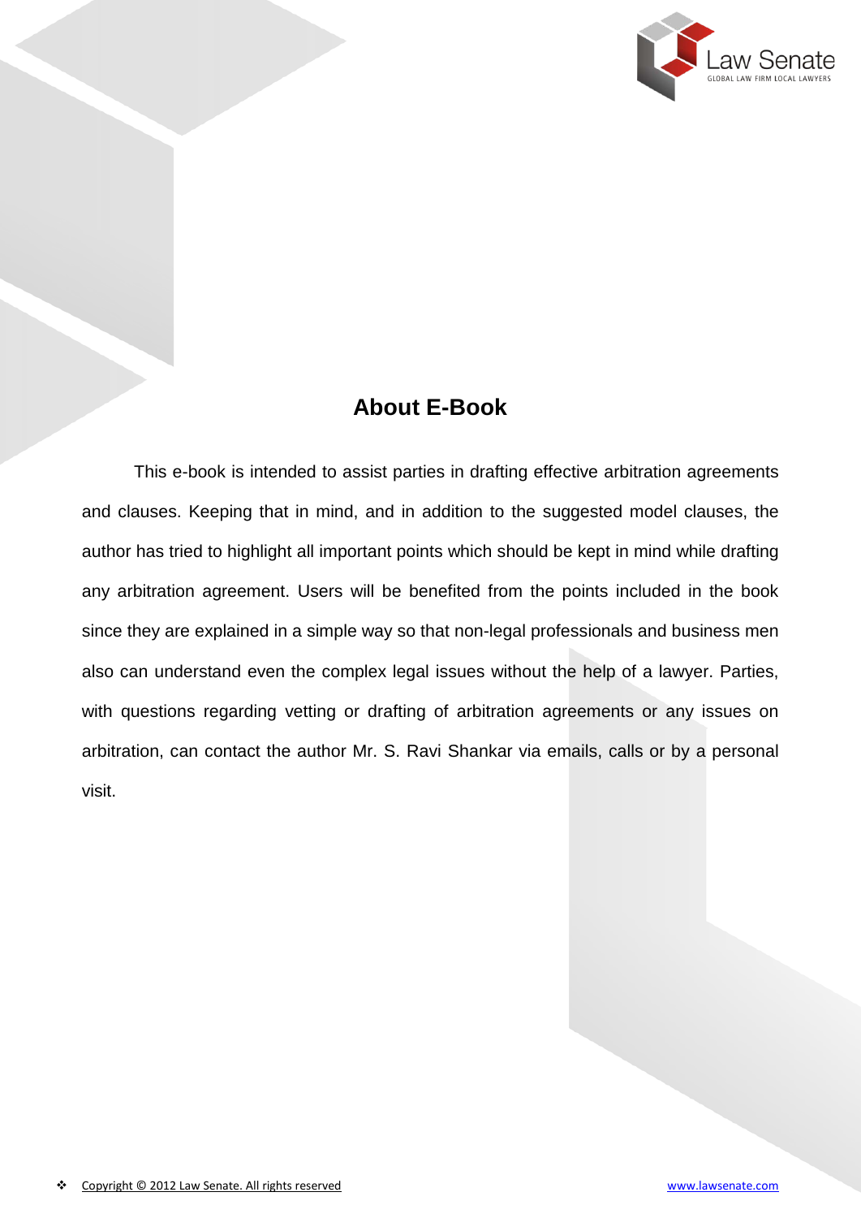## About E-Book

This e-book is intended to assist parties in drafting effective arbitration agreements and clauses. Keeping that in mind, and in addition to the suggested model clauses, the author has tried to highlight all important points which should be kept in mind while drafting any arbitration agreement. Users will be benefited from the points included in the book since they are explained in a simple way so that non-legal professionals and business men also can understand even the complex legal issues without the help of a lawyer. Parties, with questions regarding vetting or drafting of arbitration agreements or any issues on arbitration, can contact the author Mr. S. Ravi Shankar via emails, calls or by a personal visit.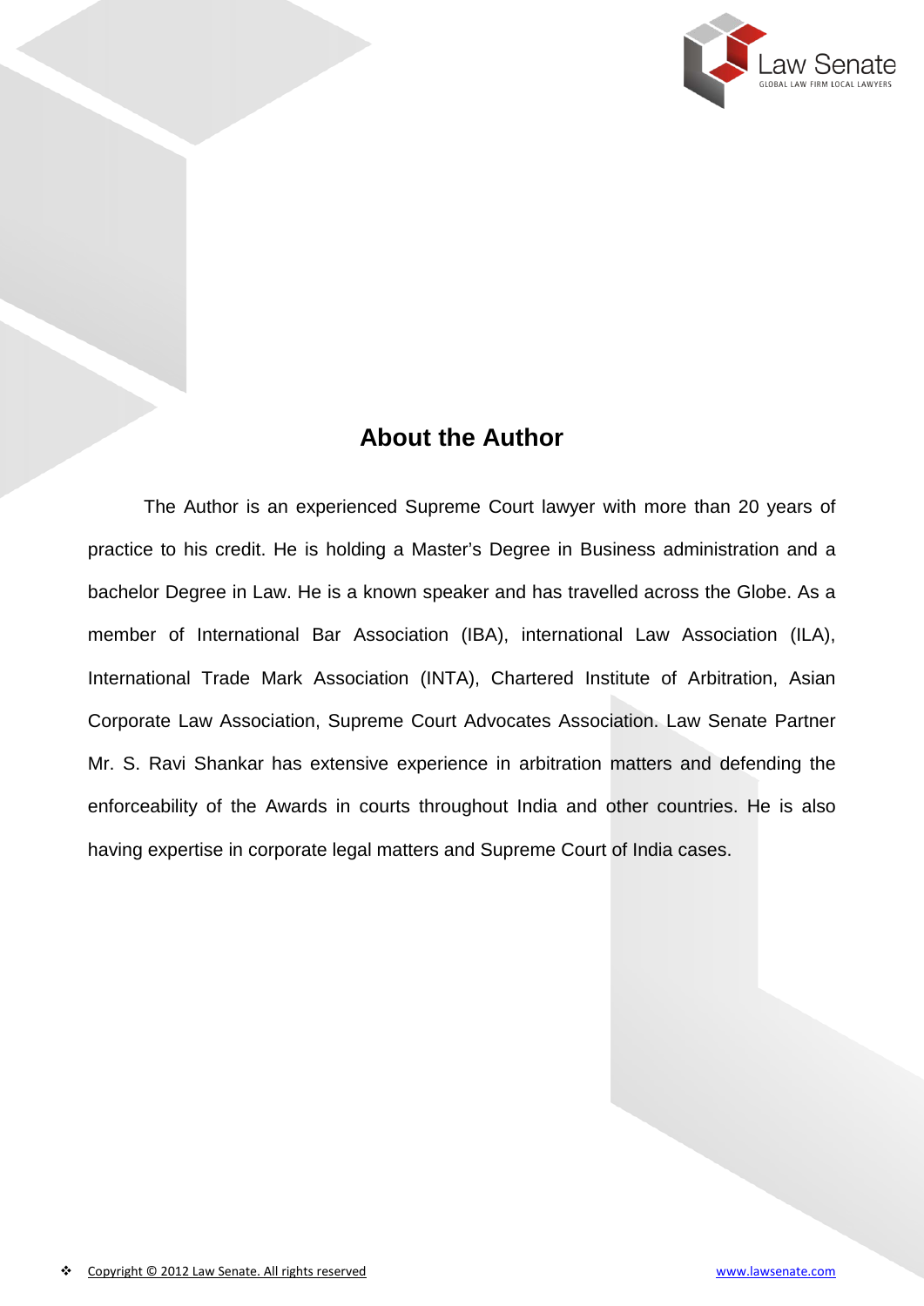# About the Author

The Author is an experienced Supreme Court lawyer with more than 20 years of practice to his credit. He is holding a Master's Degree in Business administration and a bachelor Degree in Law. He is a known speaker and has travelled across the Globe. As a member of International Bar Association (IBA), international Law Association (ILA), International Trade Mark Association (INTA), Chartered Institute of Arbitration, Asian Corporate Law Association, Supreme Court Advocates Association. Law Senate Partner Mr. S. Ravi Shankar has extensive experience in arbitration matters and defending the enforceability of the Awards in courts throughout India and other countries. He is also having expertise in corporate legal matters and Supreme Court of India cases.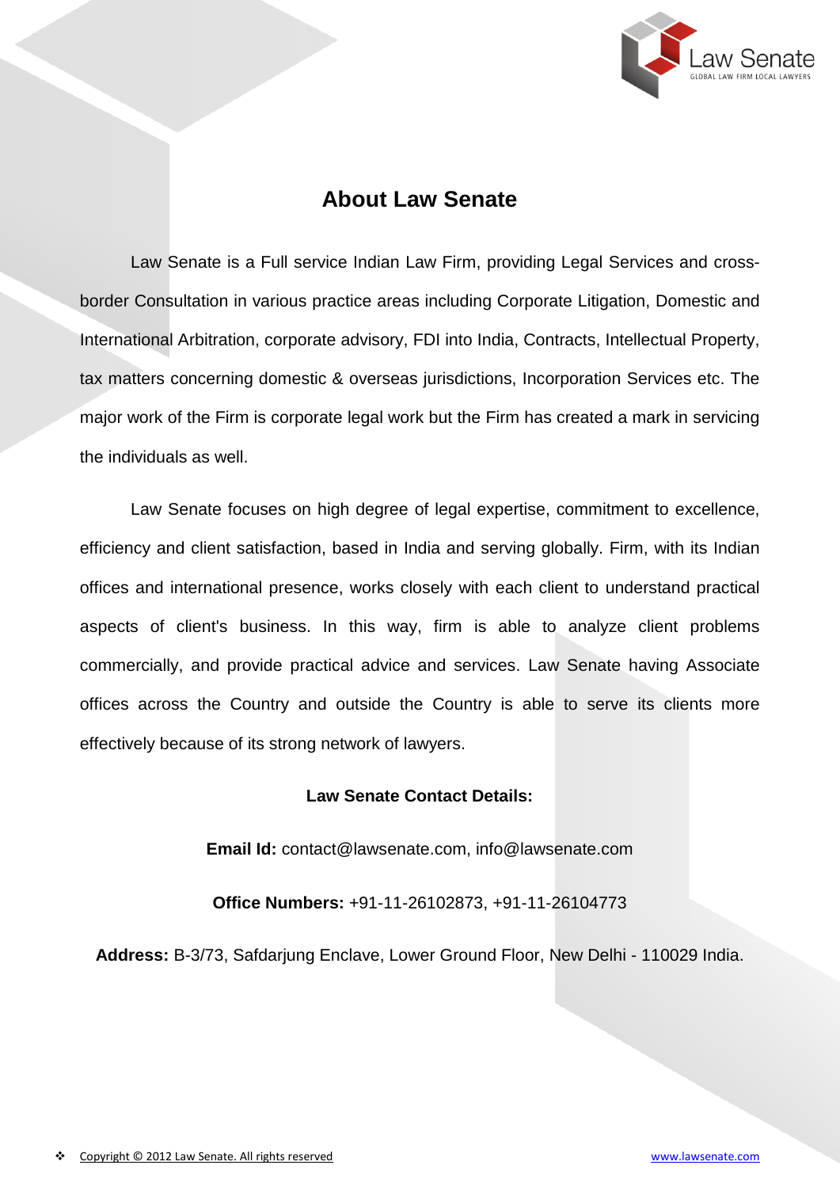## About Law Senate

Law Senate is a Full service Indian Law Firm, providing Legal Services and cross-border Consultation in various practice areas including Corporate Litigation, Domestic and International Arbitration, corporate advisory, FDI into India, Contracts, Intellectual Property, tax matters concerning domestic & overseas jurisdictions, Incorporation Services etc. The major work of the Firm is corporate legal work but the Firm has created a mark in servicing the individuals as well.

Law Senate focuses on high degree of legal expertise, commitment to excellence, efficiency and client satisfaction, based in India and serving globally. Firm, with its Indian offices and international presence, works closely with each client to understand practical aspects of client's business. In this way, firm is able to analyze client problems commercially, and provide practical advice and services. Law Senate having Associate offices across the Country and outside the Country is able to serve its clients more effectively because of its strong network of lawyers.

**Law Senate Contact Details:**

**Email Id:** contact@lawsenate.com, info@lawsenate.com

**Office Numbers:** +91-11-26102873, +91-11-26104773

**Address:** B-3/73, Safdarjung Enclave, Lower Ground Floor, New Delhi - 110029 India.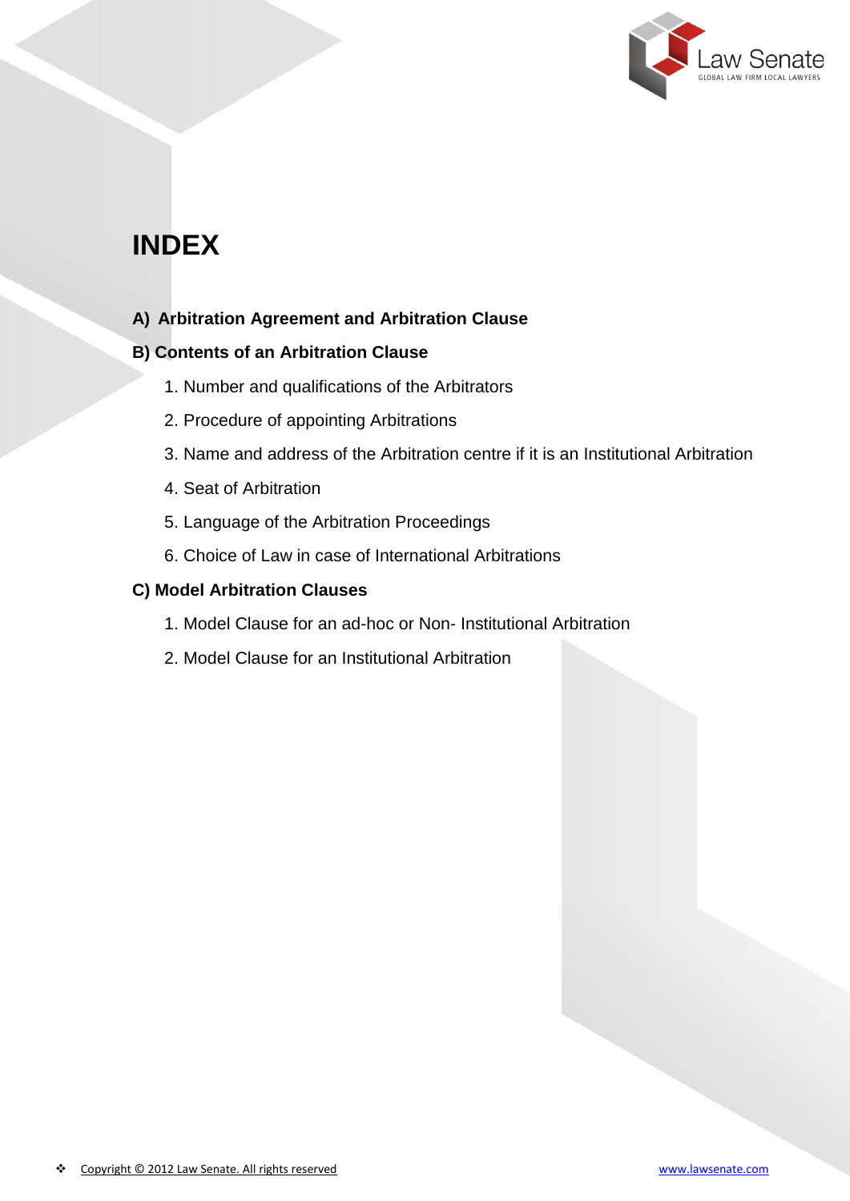# INDEX

**A) Arbitration Agreement and Arbitration Clause**

**B) Contents of an Arbitration Clause**

1. Number and qualifications of the Arbitrators
2. Procedure of appointing Arbitrations
3. Name and address of the Arbitration centre if it is an Institutional Arbitration
4. Seat of Arbitration
5. Language of the Arbitration Proceedings
6. Choice of Law in case of International Arbitrations

**C) Model Arbitration Clauses**

1. Model Clause for an ad-hoc or Non- Institutional Arbitration
2. Model Clause for an Institutional Arbitration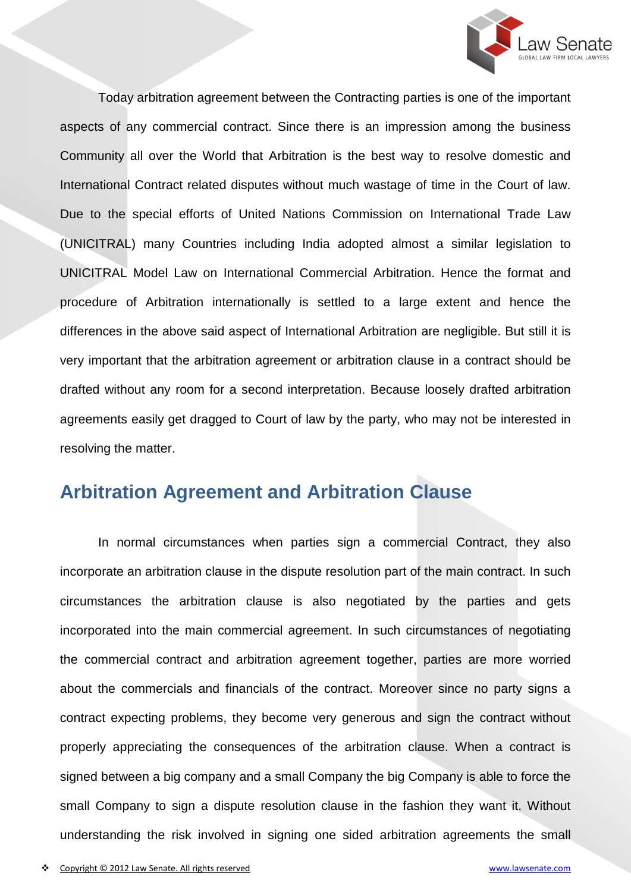Today arbitration agreement between the Contracting parties is one of the important aspects of any commercial contract. Since there is an impression among the business Community all over the World that Arbitration is the best way to resolve domestic and International Contract related disputes without much wastage of time in the Court of law. Due to the special efforts of United Nations Commission on International Trade Law (UNICITRAL) many Countries including India adopted almost a similar legislation to UNICITRAL Model Law on International Commercial Arbitration. Hence the format and procedure of Arbitration internationally is settled to a large extent and hence the differences in the above said aspect of International Arbitration are negligible. But still it is very important that the arbitration agreement or arbitration clause in a contract should be drafted without any room for a second interpretation. Because loosely drafted arbitration agreements easily get dragged to Court of law by the party, who may not be interested in resolving the matter.

## Arbitration Agreement and Arbitration Clause

In normal circumstances when parties sign a commercial Contract, they also incorporate an arbitration clause in the dispute resolution part of the main contract. In such circumstances the arbitration clause is also negotiated by the parties and gets incorporated into the main commercial agreement. In such circumstances of negotiating the commercial contract and arbitration agreement together, parties are more worried about the commercials and financials of the contract. Moreover since no party signs a contract expecting problems, they become very generous and sign the contract without properly appreciating the consequences of the arbitration clause. When a contract is signed between a big company and a small Company the big Company is able to force the small Company to sign a dispute resolution clause in the fashion they want it. Without understanding the risk involved in signing one sided arbitration agreements the small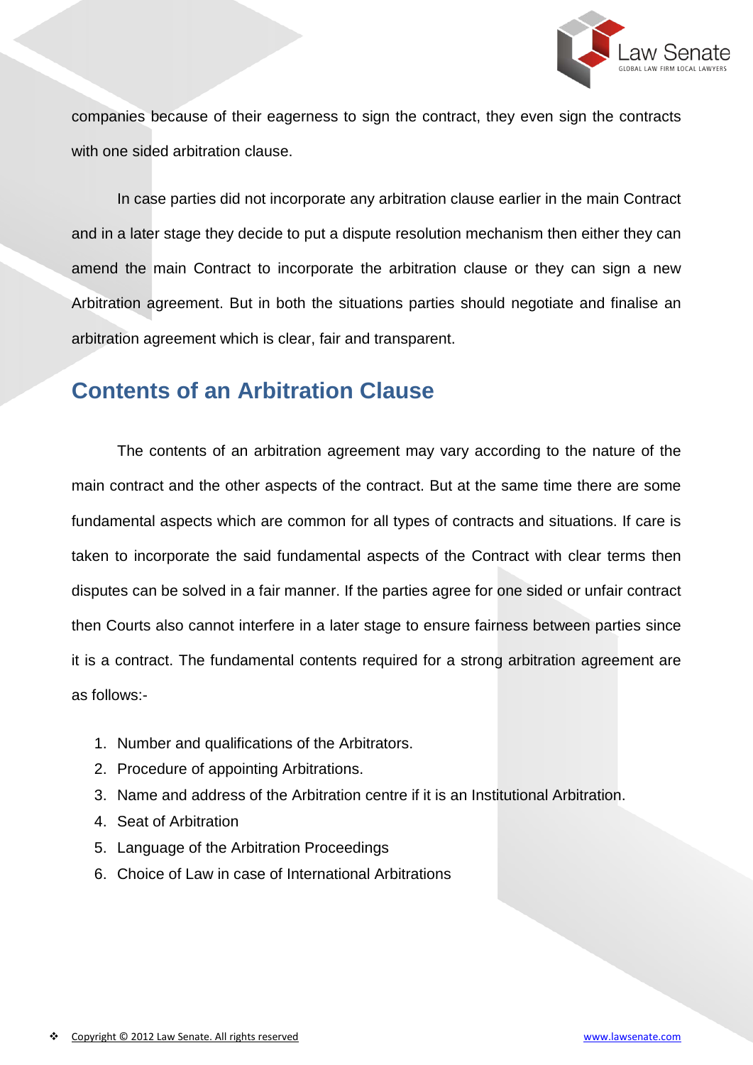companies because of their eagerness to sign the contract, they even sign the contracts with one sided arbitration clause.

In case parties did not incorporate any arbitration clause earlier in the main Contract and in a later stage they decide to put a dispute resolution mechanism then either they can amend the main Contract to incorporate the arbitration clause or they can sign a new Arbitration agreement. But in both the situations parties should negotiate and finalise an arbitration agreement which is clear, fair and transparent.

## Contents of an Arbitration Clause

The contents of an arbitration agreement may vary according to the nature of the main contract and the other aspects of the contract. But at the same time there are some fundamental aspects which are common for all types of contracts and situations. If care is taken to incorporate the said fundamental aspects of the Contract with clear terms then disputes can be solved in a fair manner. If the parties agree for one sided or unfair contract then Courts also cannot interfere in a later stage to ensure fairness between parties since it is a contract. The fundamental contents required for a strong arbitration agreement are as follows:-

1. Number and qualifications of the Arbitrators.
2. Procedure of appointing Arbitrations.
3. Name and address of the Arbitration centre if it is an Institutional Arbitration.
4. Seat of Arbitration
5. Language of the Arbitration Proceedings
6. Choice of Law in case of International Arbitrations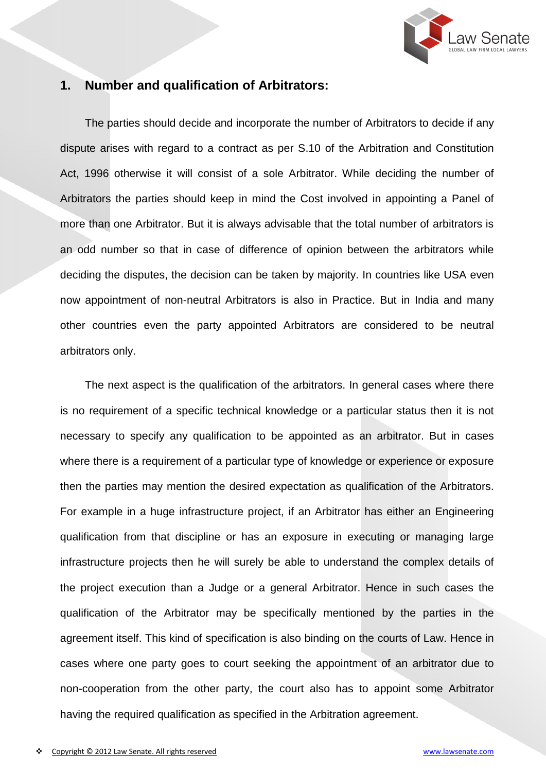## 1. Number and qualification of Arbitrators:

The parties should decide and incorporate the number of Arbitrators to decide if any dispute arises with regard to a contract as per S.10 of the Arbitration and Constitution Act, 1996 otherwise it will consist of a sole Arbitrator. While deciding the number of Arbitrators the parties should keep in mind the Cost involved in appointing a Panel of more than one Arbitrator. But it is always advisable that the total number of arbitrators is an odd number so that in case of difference of opinion between the arbitrators while deciding the disputes, the decision can be taken by majority. In countries like USA even now appointment of non-neutral Arbitrators is also in Practice. But in India and many other countries even the party appointed Arbitrators are considered to be neutral arbitrators only.

The next aspect is the qualification of the arbitrators. In general cases where there is no requirement of a specific technical knowledge or a particular status then it is not necessary to specify any qualification to be appointed as an arbitrator. But in cases where there is a requirement of a particular type of knowledge or experience or exposure then the parties may mention the desired expectation as qualification of the Arbitrators. For example in a huge infrastructure project, if an Arbitrator has either an Engineering qualification from that discipline or has an exposure in executing or managing large infrastructure projects then he will surely be able to understand the complex details of the project execution than a Judge or a general Arbitrator. Hence in such cases the qualification of the Arbitrator may be specifically mentioned by the parties in the agreement itself. This kind of specification is also binding on the courts of Law. Hence in cases where one party goes to court seeking the appointment of an arbitrator due to non-cooperation from the other party, the court also has to appoint some Arbitrator having the required qualification as specified in the Arbitration agreement.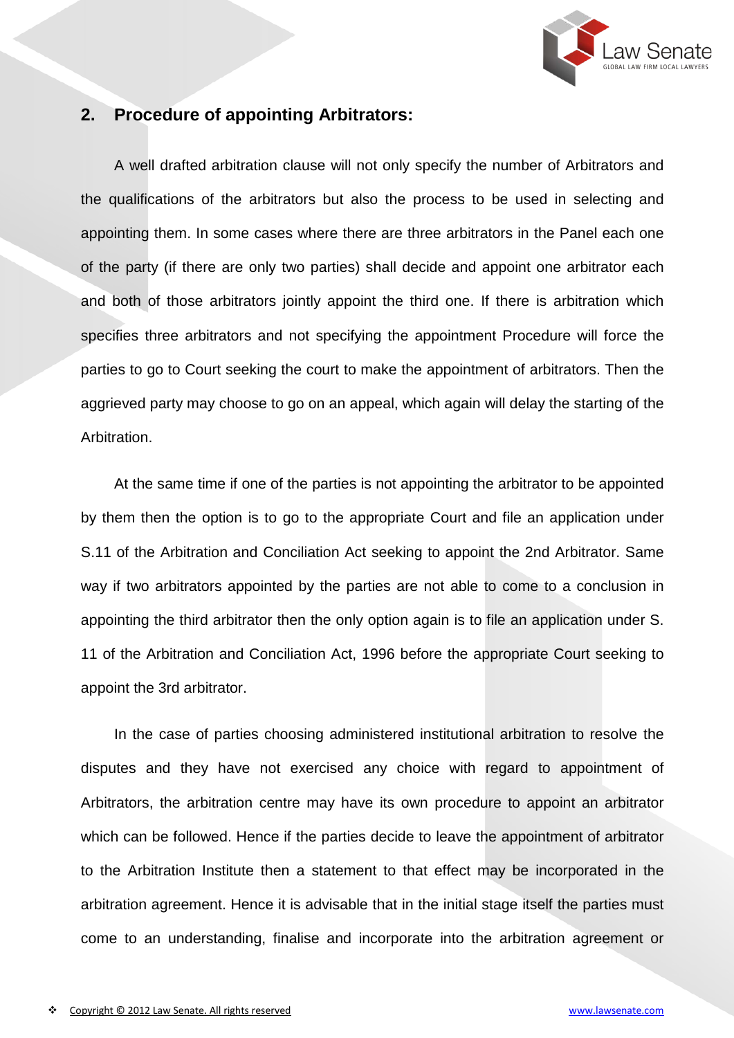## 2. Procedure of appointing Arbitrators:

A well drafted arbitration clause will not only specify the number of Arbitrators and the qualifications of the arbitrators but also the process to be used in selecting and appointing them. In some cases where there are three arbitrators in the Panel each one of the party (if there are only two parties) shall decide and appoint one arbitrator each and both of those arbitrators jointly appoint the third one. If there is arbitration which specifies three arbitrators and not specifying the appointment Procedure will force the parties to go to Court seeking the court to make the appointment of arbitrators. Then the aggrieved party may choose to go on an appeal, which again will delay the starting of the Arbitration.

At the same time if one of the parties is not appointing the arbitrator to be appointed by them then the option is to go to the appropriate Court and file an application under S.11 of the Arbitration and Conciliation Act seeking to appoint the 2nd Arbitrator. Same way if two arbitrators appointed by the parties are not able to come to a conclusion in appointing the third arbitrator then the only option again is to file an application under S. 11 of the Arbitration and Conciliation Act, 1996 before the appropriate Court seeking to appoint the 3rd arbitrator.

In the case of parties choosing administered institutional arbitration to resolve the disputes and they have not exercised any choice with regard to appointment of Arbitrators, the arbitration centre may have its own procedure to appoint an arbitrator which can be followed. Hence if the parties decide to leave the appointment of arbitrator to the Arbitration Institute then a statement to that effect may be incorporated in the arbitration agreement. Hence it is advisable that in the initial stage itself the parties must come to an understanding, finalise and incorporate into the arbitration agreement or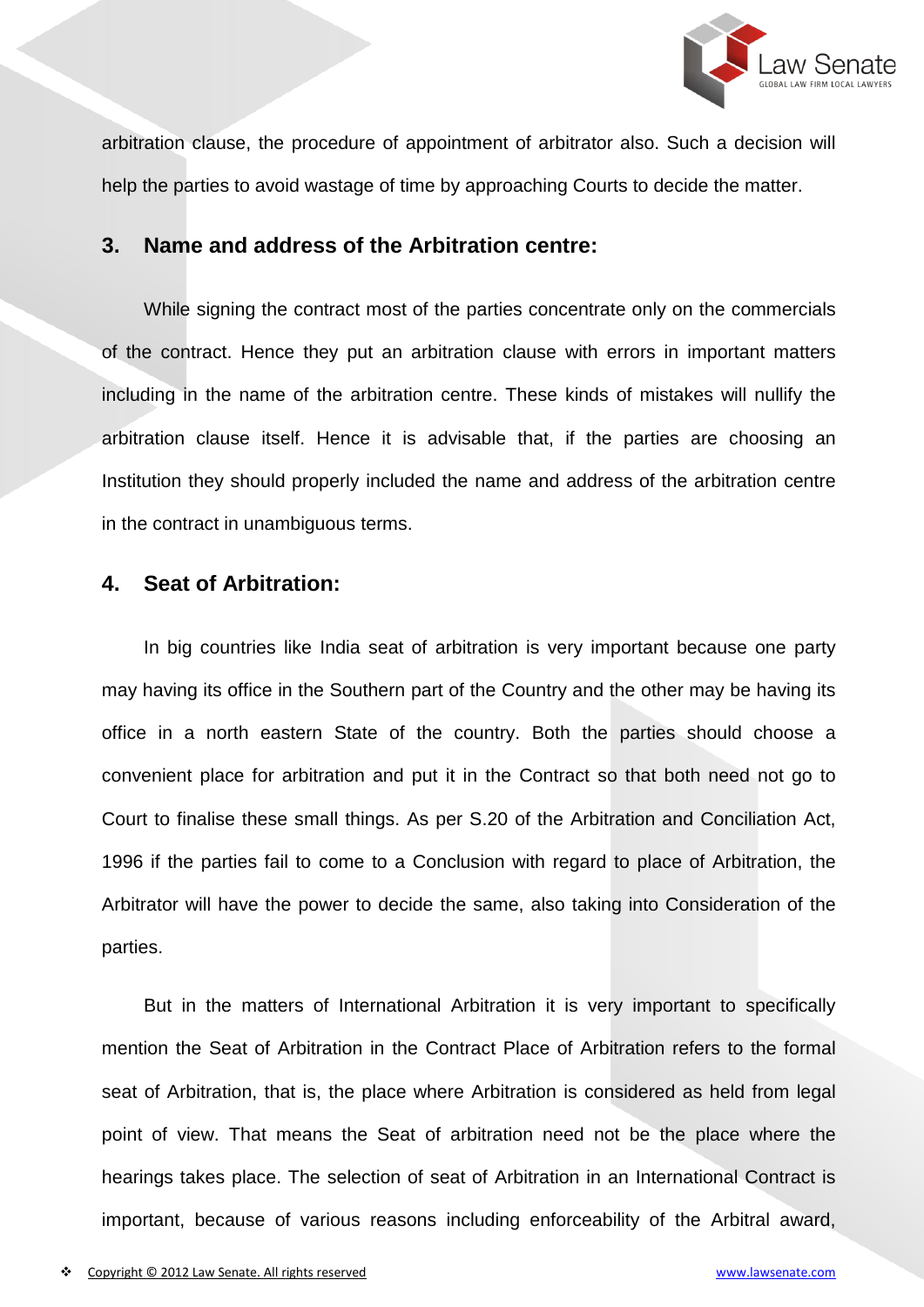arbitration clause, the procedure of appointment of arbitrator also. Such a decision will help the parties to avoid wastage of time by approaching Courts to decide the matter.

## 3. Name and address of the Arbitration centre:

While signing the contract most of the parties concentrate only on the commercials of the contract. Hence they put an arbitration clause with errors in important matters including in the name of the arbitration centre. These kinds of mistakes will nullify the arbitration clause itself. Hence it is advisable that, if the parties are choosing an Institution they should properly included the name and address of the arbitration centre in the contract in unambiguous terms.

## 4. Seat of Arbitration:

In big countries like India seat of arbitration is very important because one party may having its office in the Southern part of the Country and the other may be having its office in a north eastern State of the country. Both the parties should choose a convenient place for arbitration and put it in the Contract so that both need not go to Court to finalise these small things. As per S.20 of the Arbitration and Conciliation Act, 1996 if the parties fail to come to a Conclusion with regard to place of Arbitration, the Arbitrator will have the power to decide the same, also taking into Consideration of the parties.

But in the matters of International Arbitration it is very important to specifically mention the Seat of Arbitration in the Contract Place of Arbitration refers to the formal seat of Arbitration, that is, the place where Arbitration is considered as held from legal point of view. That means the Seat of arbitration need not be the place where the hearings takes place. The selection of seat of Arbitration in an International Contract is important, because of various reasons including enforceability of the Arbitral award,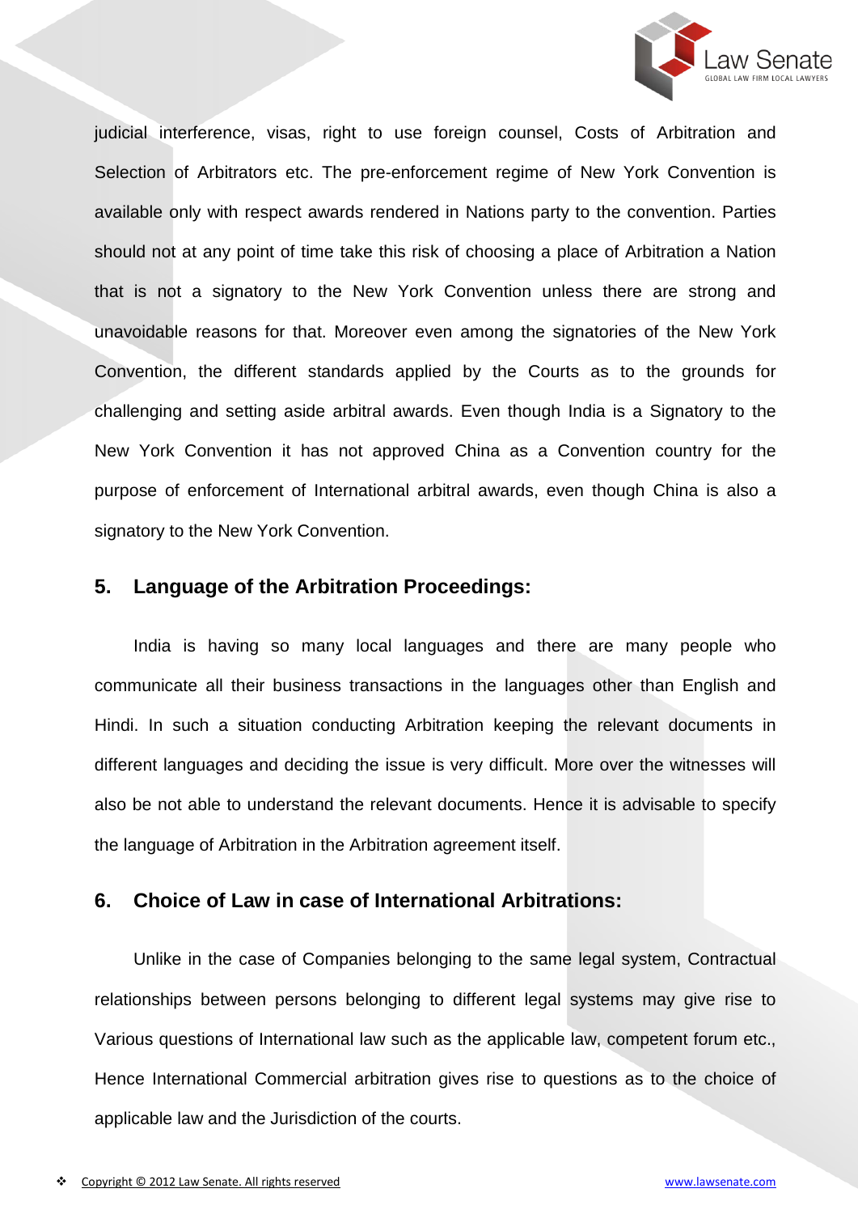judicial interference, visas, right to use foreign counsel, Costs of Arbitration and Selection of Arbitrators etc. The pre-enforcement regime of New York Convention is available only with respect awards rendered in Nations party to the convention. Parties should not at any point of time take this risk of choosing a place of Arbitration a Nation that is not a signatory to the New York Convention unless there are strong and unavoidable reasons for that. Moreover even among the signatories of the New York Convention, the different standards applied by the Courts as to the grounds for challenging and setting aside arbitral awards. Even though India is a Signatory to the New York Convention it has not approved China as a Convention country for the purpose of enforcement of International arbitral awards, even though China is also a signatory to the New York Convention.

## 5. Language of the Arbitration Proceedings:

India is having so many local languages and there are many people who communicate all their business transactions in the languages other than English and Hindi. In such a situation conducting Arbitration keeping the relevant documents in different languages and deciding the issue is very difficult. More over the witnesses will also be not able to understand the relevant documents. Hence it is advisable to specify the language of Arbitration in the Arbitration agreement itself.

## 6. Choice of Law in case of International Arbitrations:

Unlike in the case of Companies belonging to the same legal system, Contractual relationships between persons belonging to different legal systems may give rise to Various questions of International law such as the applicable law, competent forum etc., Hence International Commercial arbitration gives rise to questions as to the choice of applicable law and the Jurisdiction of the courts.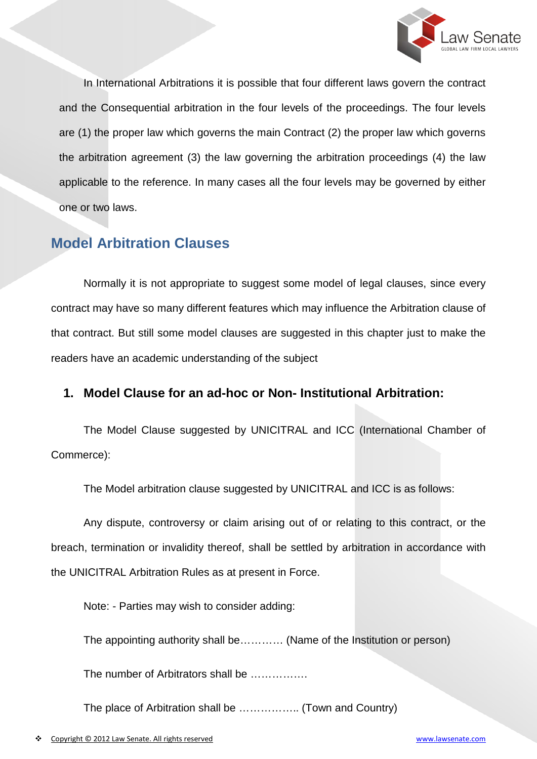In International Arbitrations it is possible that four different laws govern the contract and the Consequential arbitration in the four levels of the proceedings. The four levels are (1) the proper law which governs the main Contract (2) the proper law which governs the arbitration agreement (3) the law governing the arbitration proceedings (4) the law applicable to the reference. In many cases all the four levels may be governed by either one or two laws.

## Model Arbitration Clauses

Normally it is not appropriate to suggest some model of legal clauses, since every contract may have so many different features which may influence the Arbitration clause of that contract. But still some model clauses are suggested in this chapter just to make the readers have an academic understanding of the subject

### 1. Model Clause for an ad-hoc or Non- Institutional Arbitration:

The Model Clause suggested by UNICITRAL and ICC (International Chamber of Commerce):

The Model arbitration clause suggested by UNICITRAL and ICC is as follows:

Any dispute, controversy or claim arising out of or relating to this contract, or the breach, termination or invalidity thereof, shall be settled by arbitration in accordance with the UNICITRAL Arbitration Rules as at present in Force.

Note: - Parties may wish to consider adding:

The appointing authority shall be………… (Name of the Institution or person)

The number of Arbitrators shall be …………….

The place of Arbitration shall be …………….. (Town and Country)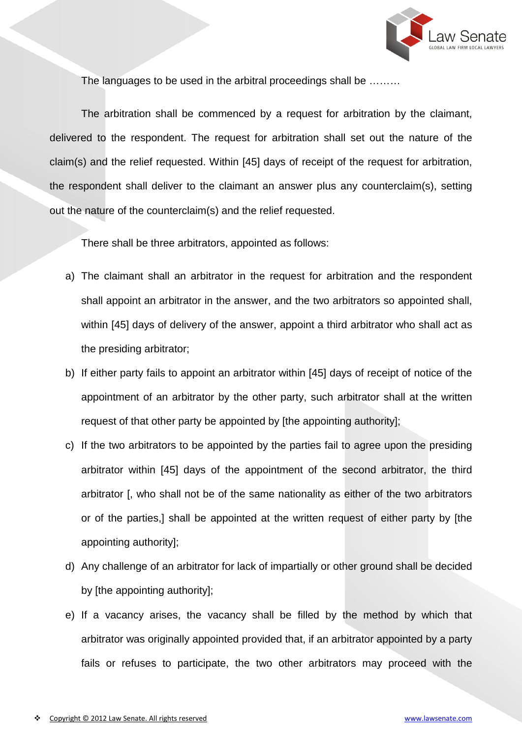The languages to be used in the arbitral proceedings shall be ………

The arbitration shall be commenced by a request for arbitration by the claimant, delivered to the respondent. The request for arbitration shall set out the nature of the claim(s) and the relief requested. Within [45] days of receipt of the request for arbitration, the respondent shall deliver to the claimant an answer plus any counterclaim(s), setting out the nature of the counterclaim(s) and the relief requested.

There shall be three arbitrators, appointed as follows:

a) The claimant shall an arbitrator in the request for arbitration and the respondent shall appoint an arbitrator in the answer, and the two arbitrators so appointed shall, within [45] days of delivery of the answer, appoint a third arbitrator who shall act as the presiding arbitrator;

b) If either party fails to appoint an arbitrator within [45] days of receipt of notice of the appointment of an arbitrator by the other party, such arbitrator shall at the written request of that other party be appointed by [the appointing authority];

c) If the two arbitrators to be appointed by the parties fail to agree upon the presiding arbitrator within [45] days of the appointment of the second arbitrator, the third arbitrator [, who shall not be of the same nationality as either of the two arbitrators or of the parties,] shall be appointed at the written request of either party by [the appointing authority];

d) Any challenge of an arbitrator for lack of impartially or other ground shall be decided by [the appointing authority];

e) If a vacancy arises, the vacancy shall be filled by the method by which that arbitrator was originally appointed provided that, if an arbitrator appointed by a party fails or refuses to participate, the two other arbitrators may proceed with the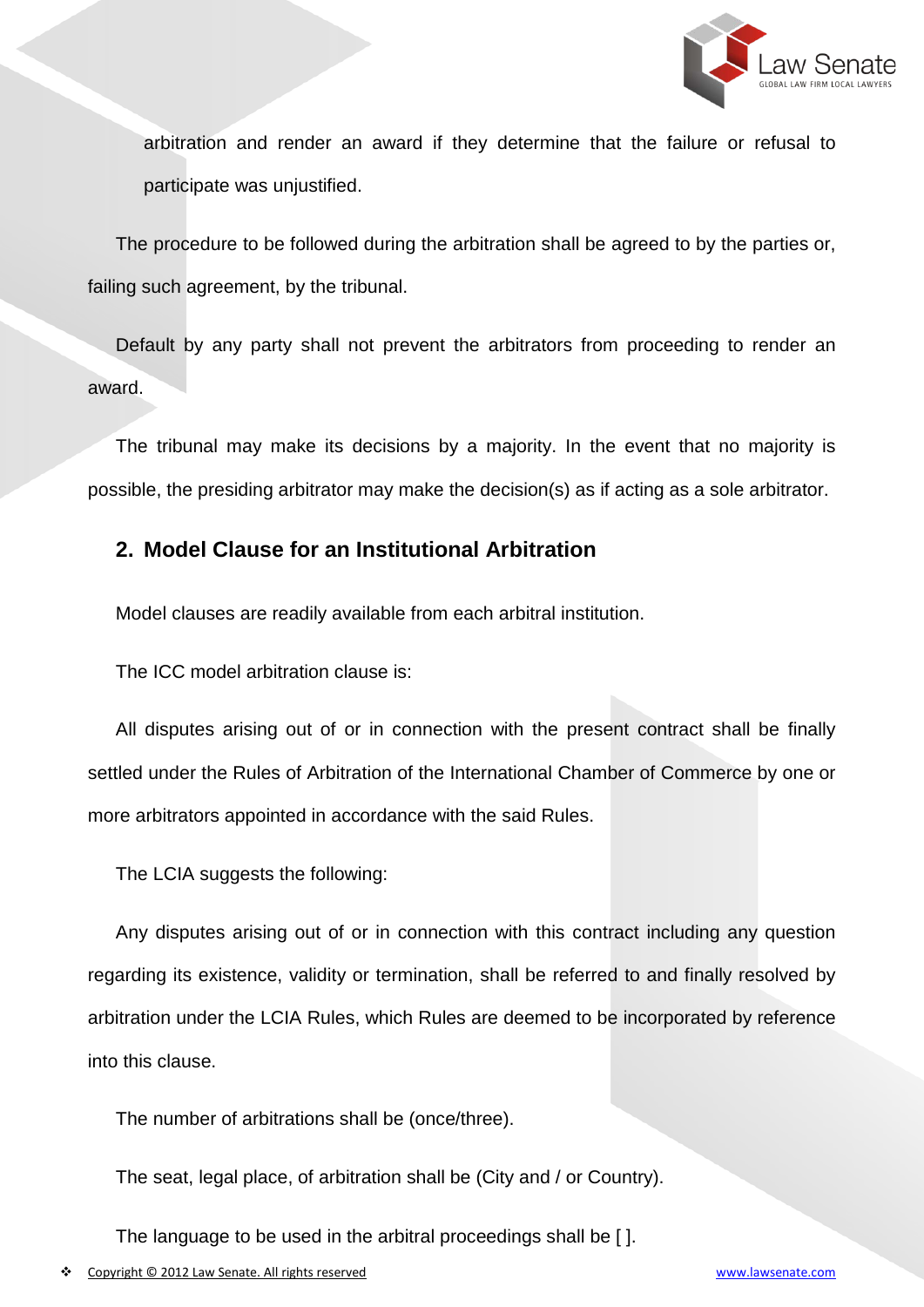arbitration and render an award if they determine that the failure or refusal to participate was unjustified.

The procedure to be followed during the arbitration shall be agreed to by the parties or, failing such agreement, by the tribunal.

Default by any party shall not prevent the arbitrators from proceeding to render an award.

The tribunal may make its decisions by a majority. In the event that no majority is possible, the presiding arbitrator may make the decision(s) as if acting as a sole arbitrator.

## 2. Model Clause for an Institutional Arbitration

Model clauses are readily available from each arbitral institution.

The ICC model arbitration clause is:

All disputes arising out of or in connection with the present contract shall be finally settled under the Rules of Arbitration of the International Chamber of Commerce by one or more arbitrators appointed in accordance with the said Rules.

The LCIA suggests the following:

Any disputes arising out of or in connection with this contract including any question regarding its existence, validity or termination, shall be referred to and finally resolved by arbitration under the LCIA Rules, which Rules are deemed to be incorporated by reference into this clause.

The number of arbitrations shall be (once/three).

The seat, legal place, of arbitration shall be (City and / or Country).

The language to be used in the arbitral proceedings shall be [ ].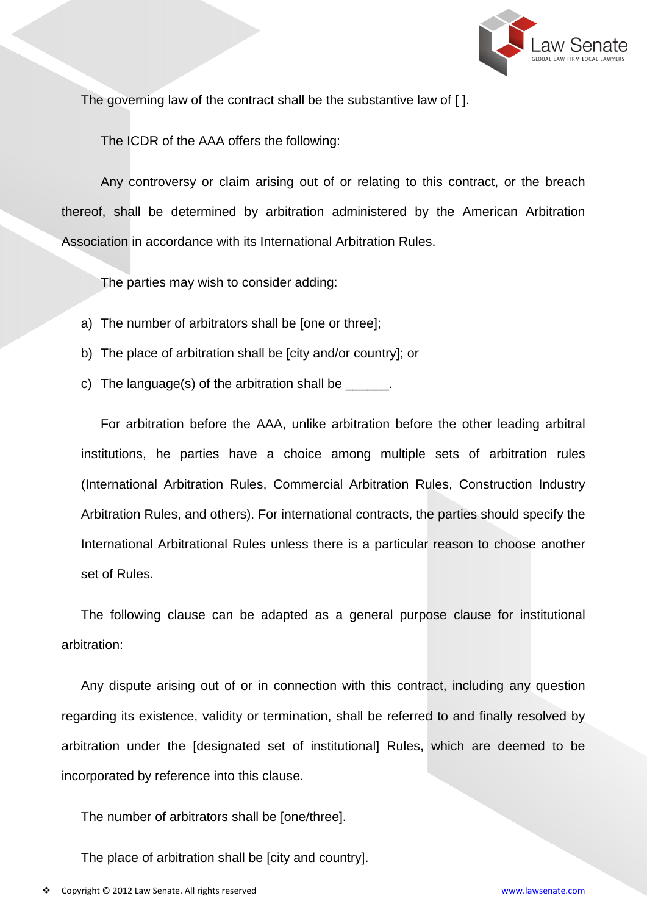The governing law of the contract shall be the substantive law of [ ].

The ICDR of the AAA offers the following:

Any controversy or claim arising out of or relating to this contract, or the breach thereof, shall be determined by arbitration administered by the American Arbitration Association in accordance with its International Arbitration Rules.

The parties may wish to consider adding:

a) The number of arbitrators shall be [one or three];
b) The place of arbitration shall be [city and/or country]; or
c) The language(s) of the arbitration shall be ______.

For arbitration before the AAA, unlike arbitration before the other leading arbitral institutions, he parties have a choice among multiple sets of arbitration rules (International Arbitration Rules, Commercial Arbitration Rules, Construction Industry Arbitration Rules, and others). For international contracts, the parties should specify the International Arbitrational Rules unless there is a particular reason to choose another set of Rules.

The following clause can be adapted as a general purpose clause for institutional arbitration:

Any dispute arising out of or in connection with this contract, including any question regarding its existence, validity or termination, shall be referred to and finally resolved by arbitration under the [designated set of institutional] Rules, which are deemed to be incorporated by reference into this clause.

The number of arbitrators shall be [one/three].

The place of arbitration shall be [city and country].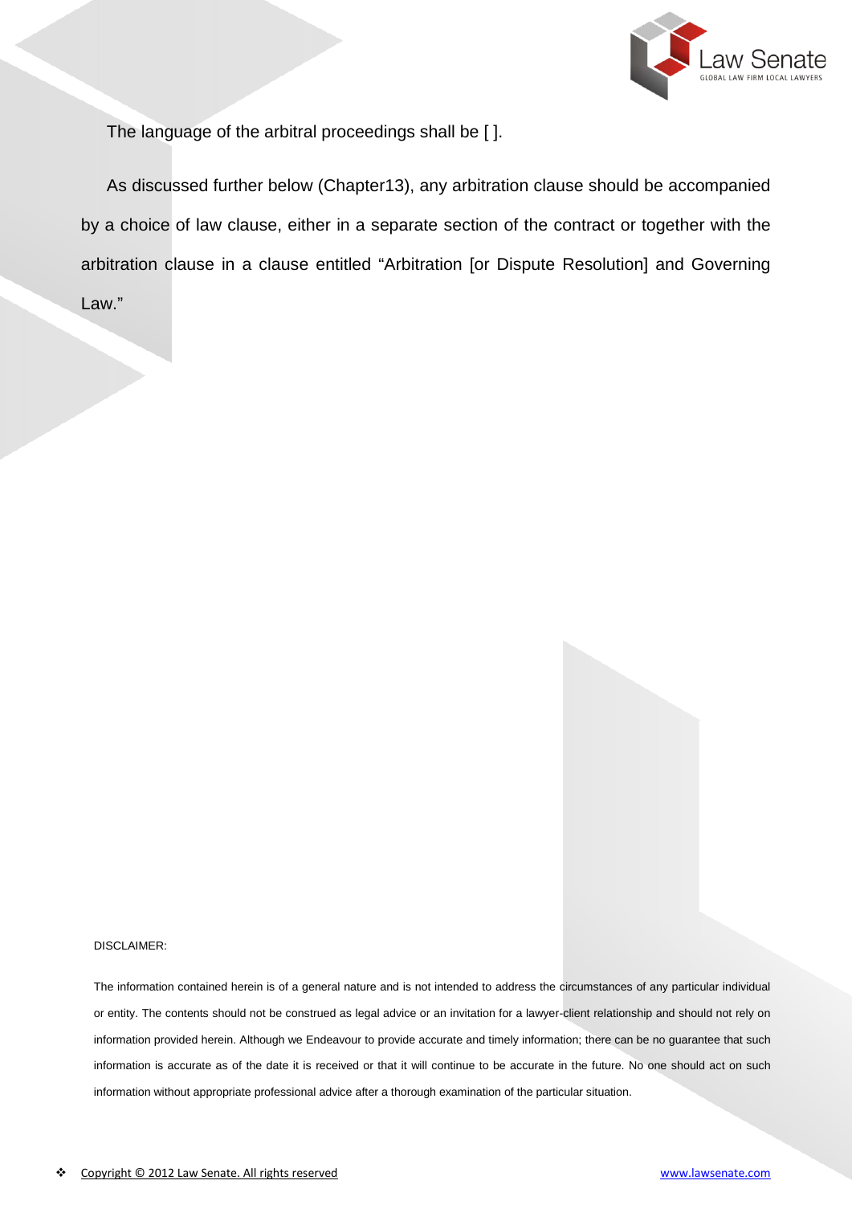The language of the arbitral proceedings shall be [ ].

As discussed further below (Chapter13), any arbitration clause should be accompanied by a choice of law clause, either in a separate section of the contract or together with the arbitration clause in a clause entitled “Arbitration [or Dispute Resolution] and Governing Law.”

DISCLAIMER:

The information contained herein is of a general nature and is not intended to address the circumstances of any particular individual or entity. The contents should not be construed as legal advice or an invitation for a lawyer-client relationship and should not rely on information provided herein. Although we Endeavour to provide accurate and timely information; there can be no guarantee that such information is accurate as of the date it is received or that it will continue to be accurate in the future. No one should act on such information without appropriate professional advice after a thorough examination of the particular situation.